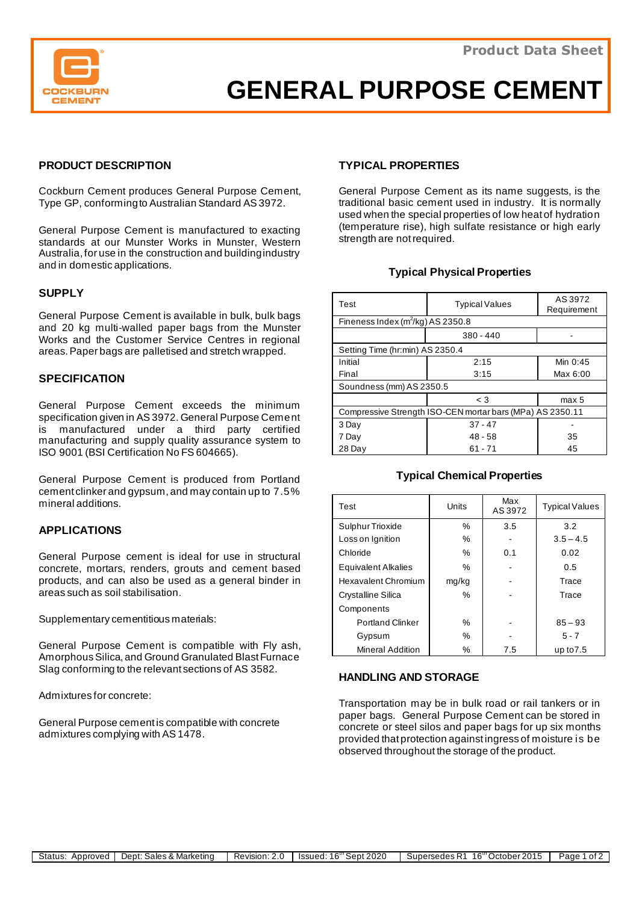Product Data Sheet

# GENERAL PURPOSE CEMENT

## PRODUCT DESCRIPTION

Cockburn Cement produces General Purpose Cement, Type GP, conforming to Australian Standard AS 3972.

General Purpose Cement is manufactured to exacting standards at our Munster Works in Munster, Western Australia, for use in the construction and building industry and in domestic applications.

## SUPPLY

General Purpose Cement is available in bulk, bulk bags and 20 kg multi-walled paper bags from the Munster Works and the Customer Service Centres in regional areas. Paper bags are palletised and stretch wrapped.

## SPECIFICATION

General Purpose Cement exceeds the minimum specification given in AS 3972. General Purpose Cement is manufactured under a third party certified manufacturing and supply quality assurance system to ISO 9001 (BSI Certification No FS 604665).

General Purpose Cement is produced from Portland cement clinker and gypsum, and may contain up to 7.5% mineral additions.

## APPLICATIONS

General Purpose cement is ideal for use in structural concrete, mortars, renders, grouts and cement based products, and can also be used as a general binder in areas such as soil stabilisation.

Supplementary cementitious materials:

General Purpose Cement is compatible with Fly ash, Amorphous Silica, and Ground Granulated Blast Furnace Slag conforming to the relevant sections of AS 3582.

Admixtures for concrete:

General Purpose cement is compatible with concrete admixtures complying with AS 1478.

## TYPICAL PROPERTIES

General Purpose Cement as its name suggests, is the traditional basic cement used in industry. It is normally used when the special properties of low heat of hydration (temperature rise), high sulfate resistance or high early strength are not required.

### Typical Physical Properties

| Test | Typical Values | AS 3972 Requirement |
|---|---|---|
| Fineness Index ($m^2$/kg) AS 2350.8 | | |
| | 380 - 440 | - |
| Setting Time (hr:min) AS 2350.4 | | |
| Initial | 2:15 | Min 0:45 |
| Final | 3:15 | Max 6:00 |
| Soundness (mm) AS 2350.5 | | |
| | < 3 | max 5 |
| Compressive Strength ISO-CEN mortar bars (MPa) AS 2350.11 | | |
| 3 Day | 37 - 47 | - |
| 7 Day | 48 - 58 | 35 |
| 28 Day | 61 - 71 | 45 |

### Typical Chemical Properties

| Test | Units | Max AS 3972 | Typical Values |
|---|---|---|---|
| Sulphur Trioxide | % | 3.5 | 3.2 |
| Loss on Ignition | % | - | 3.5 – 4.5 |
| Chloride | % | 0.1 | 0.02 |
| Equivalent Alkalies | % | - | 0.5 |
| Hexavalent Chromium | mg/kg | - | Trace |
| Crystalline Silica | % | - | Trace |
| Components | | | |
| Portland Clinker | % | - | 85 – 93 |
| Gypsum | % | - | 5 - 7 |
| Mineral Addition | % | 7.5 | up to 7.5 |

## HANDLING AND STORAGE

Transportation may be in bulk road or rail tankers or in paper bags. General Purpose Cement can be stored in concrete or steel silos and paper bags for up six months provided that protection against ingress of moisture is be observed throughout the storage of the product.

| Status: Approved | Dept: Sales & Marketing | Revision: 2.0 | Issued: 16th Sept 2020 | Supersedes R1 16th October 2015 |
|---|---|---|---|---|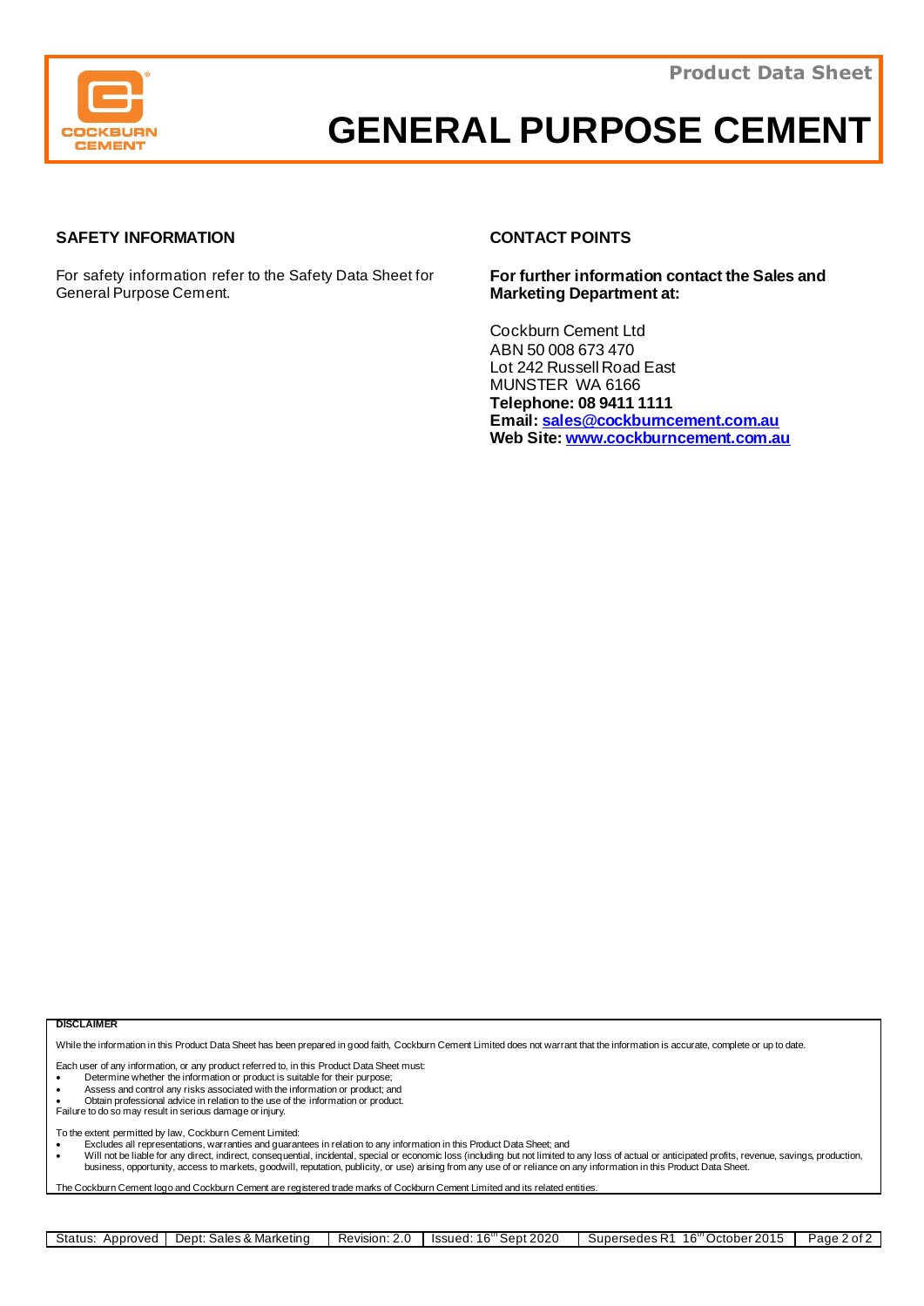# GENERAL PURPOSE CEMENT

Product Data Sheet

## SAFETY INFORMATION

For safety information refer to the Safety Data Sheet for General Purpose Cement.

## CONTACT POINTS

**For further information contact the Sales and Marketing Department at:**

Cockburn Cement Ltd
ABN 50 008 673 470
Lot 242 Russell Road East
MUNSTER WA 6166
**Telephone: 08 9411 1111**
**Email: sales@cockburncement.com.au**
**Web Site: www.cockburncement.com.au**

**DISCLAIMER**

While the information in this Product Data Sheet has been prepared in good faith, Cockburn Cement Limited does not warrant that the information is accurate, complete or up to date.

Each user of any information, or any product referred to, in this Product Data Sheet must:

- Determine whether the information or product is suitable for their purpose;
- Assess and control any risks associated with the information or product; and
- Obtain professional advice in relation to the use of the information or product.

Failure to do so may result in serious damage or injury.

To the extent permitted by law, Cockburn Cement Limited:

- Excludes all representations, warranties and guarantees in relation to any information in this Product Data Sheet; and
- Will not be liable for any direct, indirect, consequential, incidental, special or economic loss (including but not limited to any loss of actual or anticipated profits, revenue, savings, production, business, opportunity, access to markets, goodwill, reputation, publicity, or use) arising from any use of or reliance on any information in this Product Data Sheet.

The Cockburn Cement logo and Cockburn Cement are registered trade marks of Cockburn Cement Limited and its related entities.

| | | | | |
|---|---|---|---|---|
| Status: Approved | Dept: Sales & Marketing | Revision: 2.0 | Issued: 16th Sept 2020 | Supersedes R1 16th October 2015 |